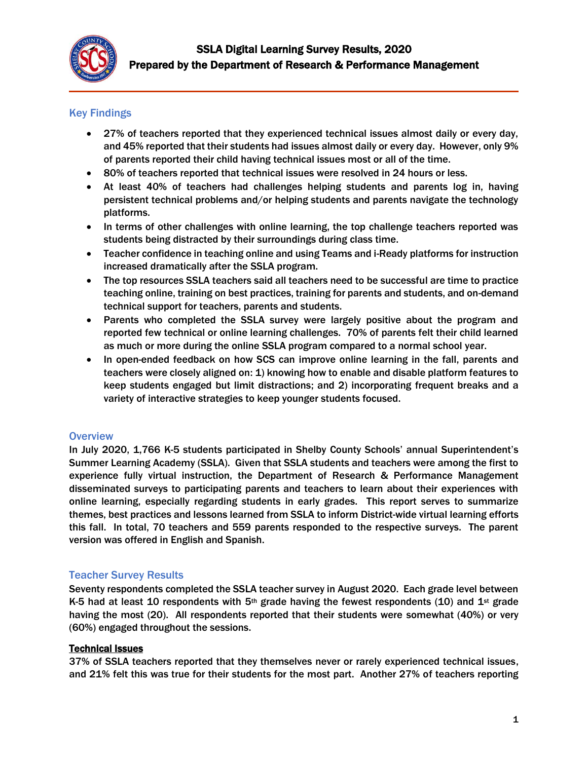# SSLA Digital Learning Survey Results, 2020
## Prepared by the Department of Research & Performance Management

### Key Findings

- 27% of teachers reported that they experienced technical issues almost daily or every day, and 45% reported that their students had issues almost daily or every day. However, only 9% of parents reported their child having technical issues most or all of the time.
- 80% of teachers reported that technical issues were resolved in 24 hours or less.
- At least 40% of teachers had challenges helping students and parents log in, having persistent technical problems and/or helping students and parents navigate the technology platforms.
- In terms of other challenges with online learning, the top challenge teachers reported was students being distracted by their surroundings during class time.
- Teacher confidence in teaching online and using Teams and i-Ready platforms for instruction increased dramatically after the SSLA program.
- The top resources SSLA teachers said all teachers need to be successful are time to practice teaching online, training on best practices, training for parents and students, and on-demand technical support for teachers, parents and students.
- Parents who completed the SSLA survey were largely positive about the program and reported few technical or online learning challenges. 70% of parents felt their child learned as much or more during the online SSLA program compared to a normal school year.
- In open-ended feedback on how SCS can improve online learning in the fall, parents and teachers were closely aligned on: 1) knowing how to enable and disable platform features to keep students engaged but limit distractions; and 2) incorporating frequent breaks and a variety of interactive strategies to keep younger students focused.

### Overview

In July 2020, 1,766 K-5 students participated in Shelby County Schools' annual Superintendent's Summer Learning Academy (SSLA). Given that SSLA students and teachers were among the first to experience fully virtual instruction, the Department of Research & Performance Management disseminated surveys to participating parents and teachers to learn about their experiences with online learning, especially regarding students in early grades. This report serves to summarize themes, best practices and lessons learned from SSLA to inform District-wide virtual learning efforts this fall. In total, 70 teachers and 559 parents responded to the respective surveys. The parent version was offered in English and Spanish.

### Teacher Survey Results

Seventy respondents completed the SSLA teacher survey in August 2020. Each grade level between K-5 had at least 10 respondents with 5th grade having the fewest respondents (10) and 1st grade having the most (20). All respondents reported that their students were somewhat (40%) or very (60%) engaged throughout the sessions.

#### Technical Issues

37% of SSLA teachers reported that they themselves never or rarely experienced technical issues, and 21% felt this was true for their students for the most part. Another 27% of teachers reporting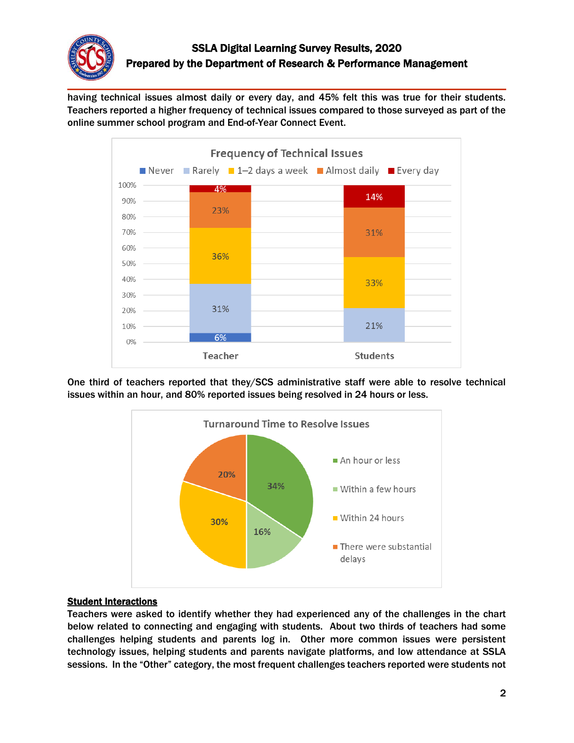having technical issues almost daily or every day, and 45% felt this was true for their students. Teachers reported a higher frequency of technical issues compared to those surveyed as part of the online summer school program and End-of-Year Connect Event.

**Frequency of Technical Issues**

| | Never | Rarely | 1–2 days a week | Almost daily | Every day |
|---|---|---|---|---|---|
| Teacher | 6% | 31% | 36% | 23% | 4% |
| Students | | 21% | 33% | 31% | 14% |

One third of teachers reported that they/SCS administrative staff were able to resolve technical issues within an hour, and 80% reported issues being resolved in 24 hours or less.

**Turnaround Time to Resolve Issues**

| Turnaround Time | Percent |
|---|---|
| An hour or less | 34% |
| Within a few hours | 16% |
| Within 24 hours | 30% |
| There were substantial delays | 20% |

**Student Interactions**

Teachers were asked to identify whether they had experienced any of the challenges in the chart below related to connecting and engaging with students. About two thirds of teachers had some challenges helping students and parents log in. Other more common issues were persistent technology issues, helping students and parents navigate platforms, and low attendance at SSLA sessions. In the "Other" category, the most frequent challenges teachers reported were students not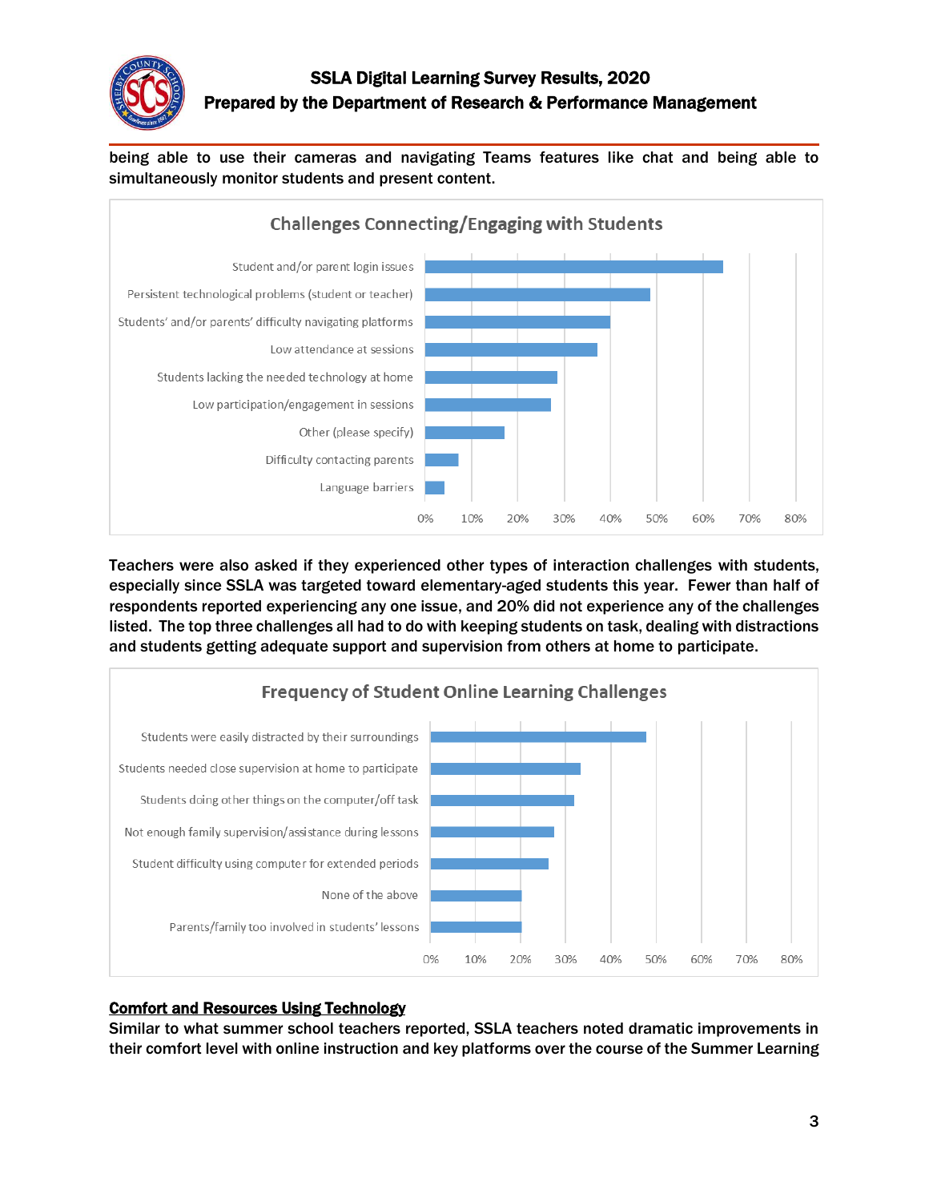being able to use their cameras and navigating Teams features like chat and being able to simultaneously monitor students and present content.

**Challenges Connecting/Engaging with Students**

- Student and/or parent login issues
- Persistent technological problems (student or teacher)
- Students' and/or parents' difficulty navigating platforms
- Low attendance at sessions
- Students lacking the needed technology at home
- Low participation/engagement in sessions
- Other (please specify)
- Difficulty contacting parents
- Language barriers

Teachers were also asked if they experienced other types of interaction challenges with students, especially since SSLA was targeted toward elementary-aged students this year. Fewer than half of respondents reported experiencing any one issue, and 20% did not experience any of the challenges listed. The top three challenges all had to do with keeping students on task, dealing with distractions and students getting adequate support and supervision from others at home to participate.

**Frequency of Student Online Learning Challenges**

- Students were easily distracted by their surroundings
- Students needed close supervision at home to participate
- Students doing other things on the computer/off task
- Not enough family supervision/assistance during lessons
- Student difficulty using computer for extended periods
- None of the above
- Parents/family too involved in students' lessons

## Comfort and Resources Using Technology

Similar to what summer school teachers reported, SSLA teachers noted dramatic improvements in their comfort level with online instruction and key platforms over the course of the Summer Learning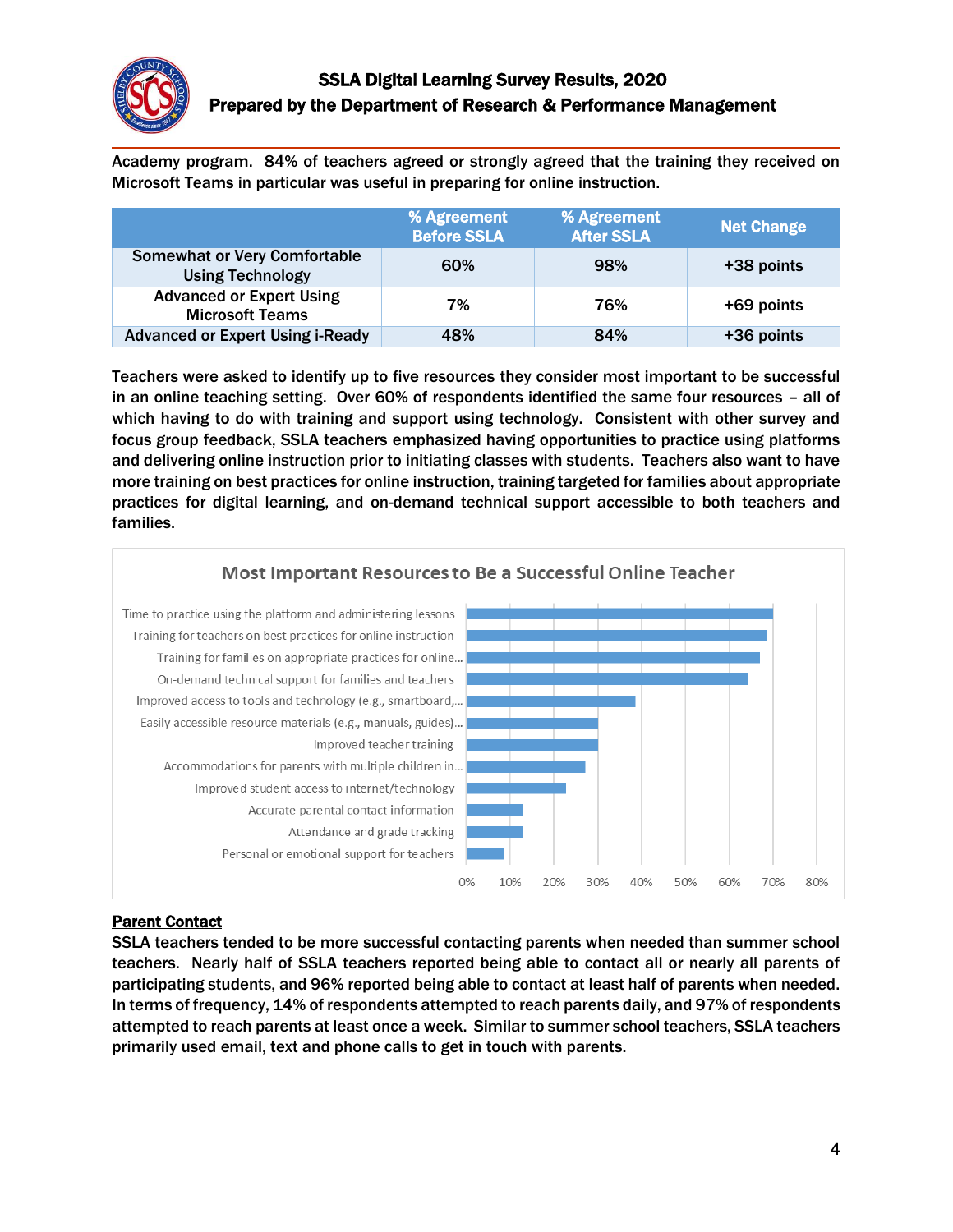Academy program. 84% of teachers agreed or strongly agreed that the training they received on Microsoft Teams in particular was useful in preparing for online instruction.

| | % Agreement Before SSLA | % Agreement After SSLA | Net Change |
|---|---|---|---|
| Somewhat or Very Comfortable Using Technology | 60% | 98% | +38 points |
| Advanced or Expert Using Microsoft Teams | 7% | 76% | +69 points |
| Advanced or Expert Using i-Ready | 48% | 84% | +36 points |

Teachers were asked to identify up to five resources they consider most important to be successful in an online teaching setting. Over 60% of respondents identified the same four resources – all of which having to do with training and support using technology. Consistent with other survey and focus group feedback, SSLA teachers emphasized having opportunities to practice using platforms and delivering online instruction prior to initiating classes with students. Teachers also want to have more training on best practices for online instruction, training targeted for families about appropriate practices for digital learning, and on-demand technical support accessible to both teachers and families.

**Most Important Resources to Be a Successful Online Teacher**

| Resource | Approx. % |
|---|---|
| Time to practice using the platform and administering lessons | ~70% |
| Training for teachers on best practices for online instruction | ~69% |
| Training for families on appropriate practices for online... | ~67% |
| On-demand technical support for families and teachers | ~65% |
| Improved access to tools and technology (e.g., smartboard,... | ~39% |
| Easily accessible resource materials (e.g., manuals, guides)... | ~30% |
| Improved teacher training | ~30% |
| Accommodations for parents with multiple children in... | ~27% |
| Improved student access to internet/technology | ~23% |
| Accurate parental contact information | ~13% |
| Attendance and grade tracking | ~13% |
| Personal or emotional support for teachers | ~8% |

## Parent Contact

SSLA teachers tended to be more successful contacting parents when needed than summer school teachers. Nearly half of SSLA teachers reported being able to contact all or nearly all parents of participating students, and 96% reported being able to contact at least half of parents when needed. In terms of frequency, 14% of respondents attempted to reach parents daily, and 97% of respondents attempted to reach parents at least once a week. Similar to summer school teachers, SSLA teachers primarily used email, text and phone calls to get in touch with parents.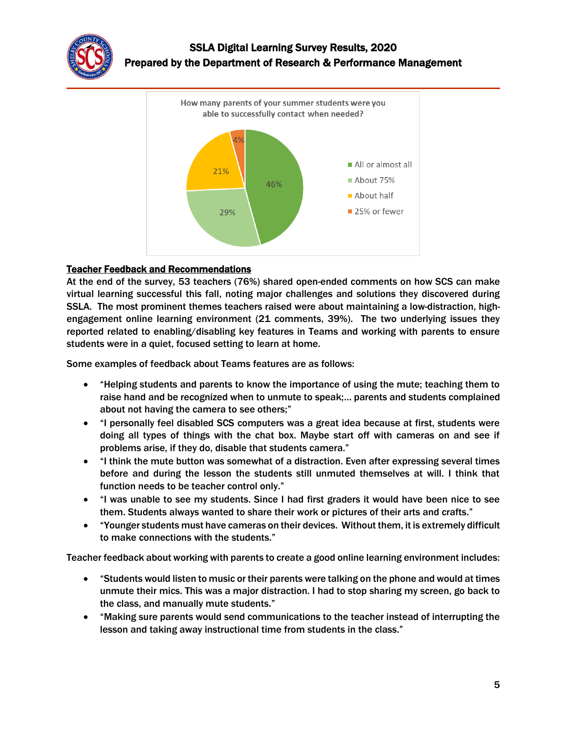How many parents of your summer students were you able to successfully contact when needed?

| Response | Percent |
| --- | --- |
| All or almost all | 46% |
| About 75% | 29% |
| About half | 21% |
| 25% or fewer | 4% |

**Teacher Feedback and Recommendations**

At the end of the survey, 53 teachers (76%) shared open-ended comments on how SCS can make virtual learning successful this fall, noting major challenges and solutions they discovered during SSLA. The most prominent themes teachers raised were about maintaining a low-distraction, high-engagement online learning environment (21 comments, 39%). The two underlying issues they reported related to enabling/disabling key features in Teams and working with parents to ensure students were in a quiet, focused setting to learn at home.

Some examples of feedback about Teams features are as follows:

- "Helping students and parents to know the importance of using the mute; teaching them to raise hand and be recognized when to unmute to speak;... parents and students complained about not having the camera to see others;"
- "I personally feel disabled SCS computers was a great idea because at first, students were doing all types of things with the chat box. Maybe start off with cameras on and see if problems arise, if they do, disable that students camera."
- "I think the mute button was somewhat of a distraction. Even after expressing several times before and during the lesson the students still unmuted themselves at will. I think that function needs to be teacher control only."
- "I was unable to see my students. Since I had first graders it would have been nice to see them. Students always wanted to share their work or pictures of their arts and crafts."
- "Younger students must have cameras on their devices. Without them, it is extremely difficult to make connections with the students."

Teacher feedback about working with parents to create a good online learning environment includes:

- "Students would listen to music or their parents were talking on the phone and would at times unmute their mics. This was a major distraction. I had to stop sharing my screen, go back to the class, and manually mute students."
- "Making sure parents would send communications to the teacher instead of interrupting the lesson and taking away instructional time from students in the class."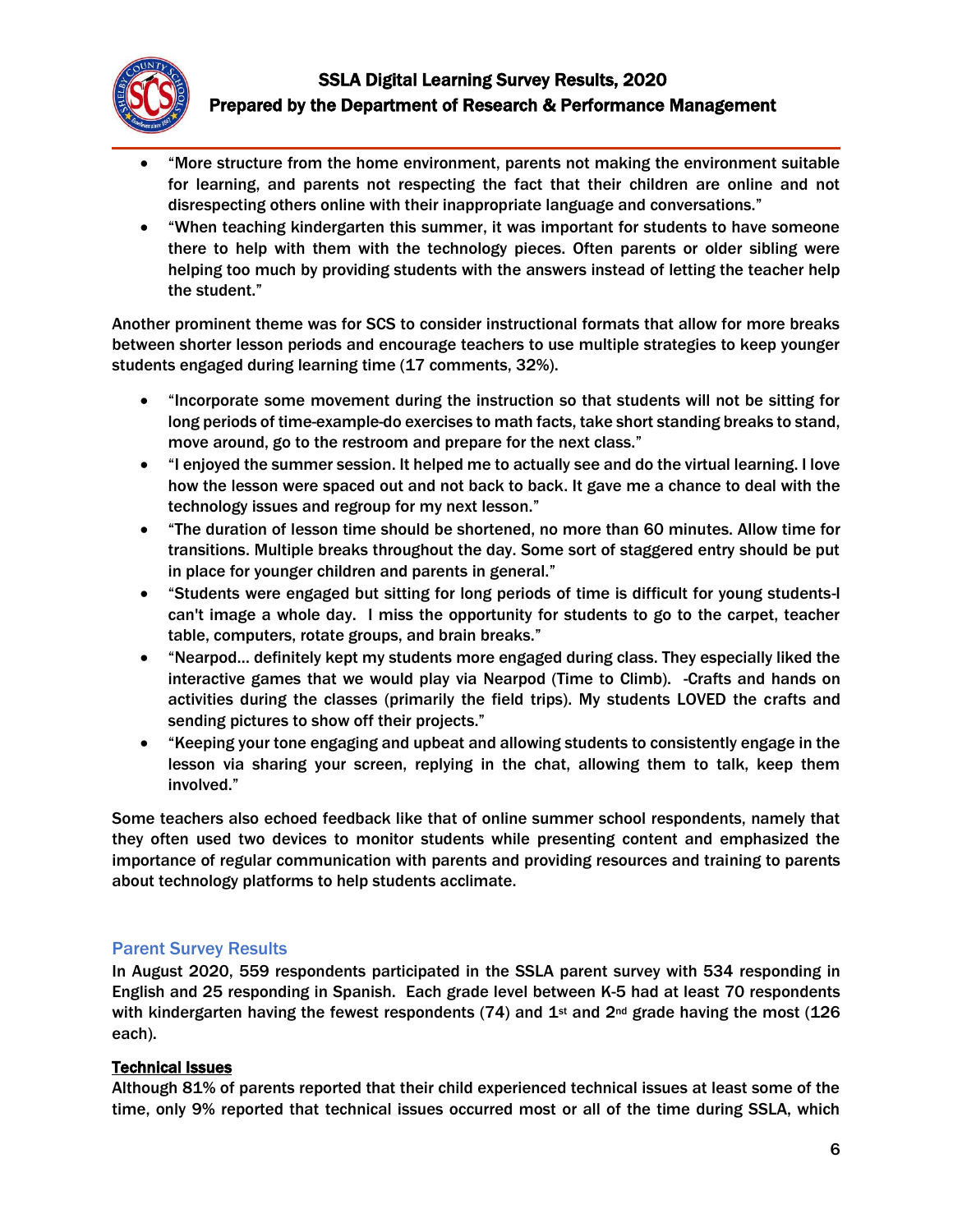- "More structure from the home environment, parents not making the environment suitable for learning, and parents not respecting the fact that their children are online and not disrespecting others online with their inappropriate language and conversations."
- "When teaching kindergarten this summer, it was important for students to have someone there to help with them with the technology pieces. Often parents or older sibling were helping too much by providing students with the answers instead of letting the teacher help the student."

Another prominent theme was for SCS to consider instructional formats that allow for more breaks between shorter lesson periods and encourage teachers to use multiple strategies to keep younger students engaged during learning time (17 comments, 32%).

- "Incorporate some movement during the instruction so that students will not be sitting for long periods of time-example-do exercises to math facts, take short standing breaks to stand, move around, go to the restroom and prepare for the next class."
- "I enjoyed the summer session. It helped me to actually see and do the virtual learning. I love how the lesson were spaced out and not back to back. It gave me a chance to deal with the technology issues and regroup for my next lesson."
- "The duration of lesson time should be shortened, no more than 60 minutes. Allow time for transitions. Multiple breaks throughout the day. Some sort of staggered entry should be put in place for younger children and parents in general."
- "Students were engaged but sitting for long periods of time is difficult for young students-I can't image a whole day. I miss the opportunity for students to go to the carpet, teacher table, computers, rotate groups, and brain breaks."
- "Nearpod... definitely kept my students more engaged during class. They especially liked the interactive games that we would play via Nearpod (Time to Climb). -Crafts and hands on activities during the classes (primarily the field trips). My students LOVED the crafts and sending pictures to show off their projects."
- "Keeping your tone engaging and upbeat and allowing students to consistently engage in the lesson via sharing your screen, replying in the chat, allowing them to talk, keep them involved."

Some teachers also echoed feedback like that of online summer school respondents, namely that they often used two devices to monitor students while presenting content and emphasized the importance of regular communication with parents and providing resources and training to parents about technology platforms to help students acclimate.

## Parent Survey Results

In August 2020, 559 respondents participated in the SSLA parent survey with 534 responding in English and 25 responding in Spanish. Each grade level between K-5 had at least 70 respondents with kindergarten having the fewest respondents (74) and 1st and 2nd grade having the most (126 each).

### Technical Issues

Although 81% of parents reported that their child experienced technical issues at least some of the time, only 9% reported that technical issues occurred most or all of the time during SSLA, which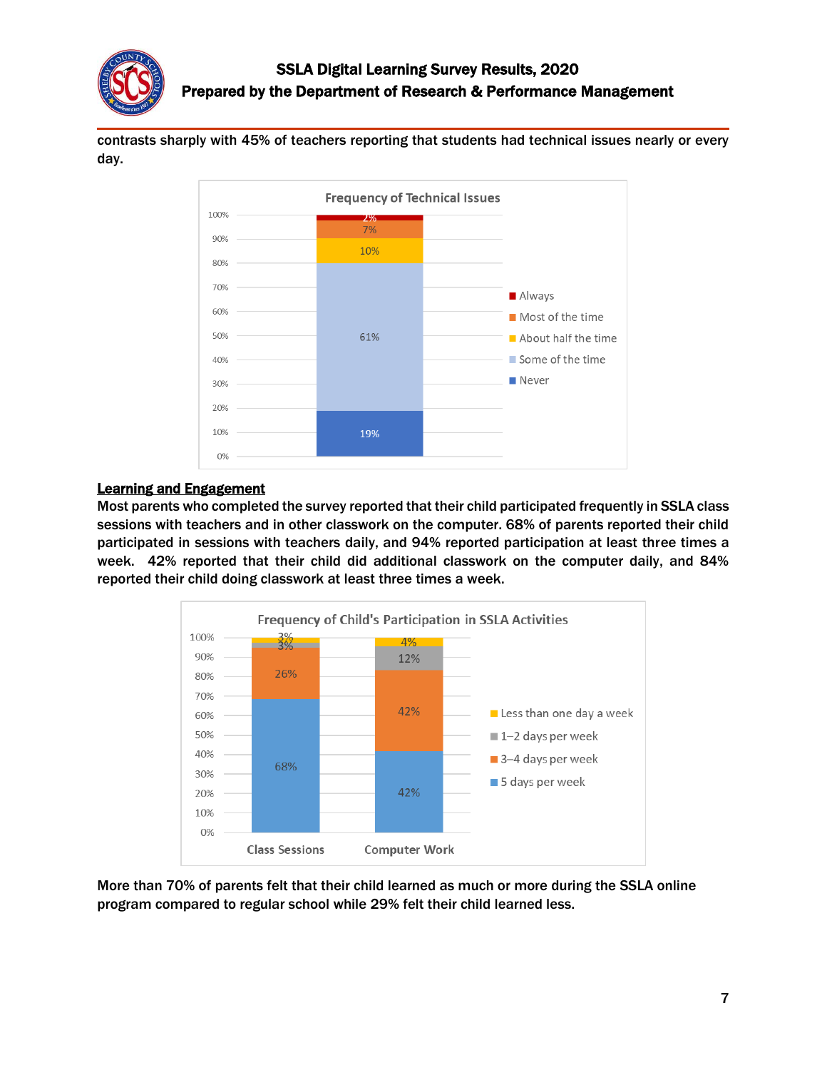contrasts sharply with 45% of teachers reporting that students had technical issues nearly or every day.

**Frequency of Technical Issues**

| Response | Percent |
|---|---|
| Always | 2% |
| Most of the time | 7% |
| About half the time | 10% |
| Some of the time | 61% |
| Never | 19% |

## Learning and Engagement

Most parents who completed the survey reported that their child participated frequently in SSLA class sessions with teachers and in other classwork on the computer. 68% of parents reported their child participated in sessions with teachers daily, and 94% reported participation at least three times a week. 42% reported that their child did additional classwork on the computer daily, and 84% reported their child doing classwork at least three times a week.

**Frequency of Child's Participation in SSLA Activities**

| | Class Sessions | Computer Work |
|---|---|---|
| Less than one day a week | 3% | 4% |
| 1–2 days per week | 3% | 12% |
| 3–4 days per week | 26% | 42% |
| 5 days per week | 68% | 42% |

More than 70% of parents felt that their child learned as much or more during the SSLA online program compared to regular school while 29% felt their child learned less.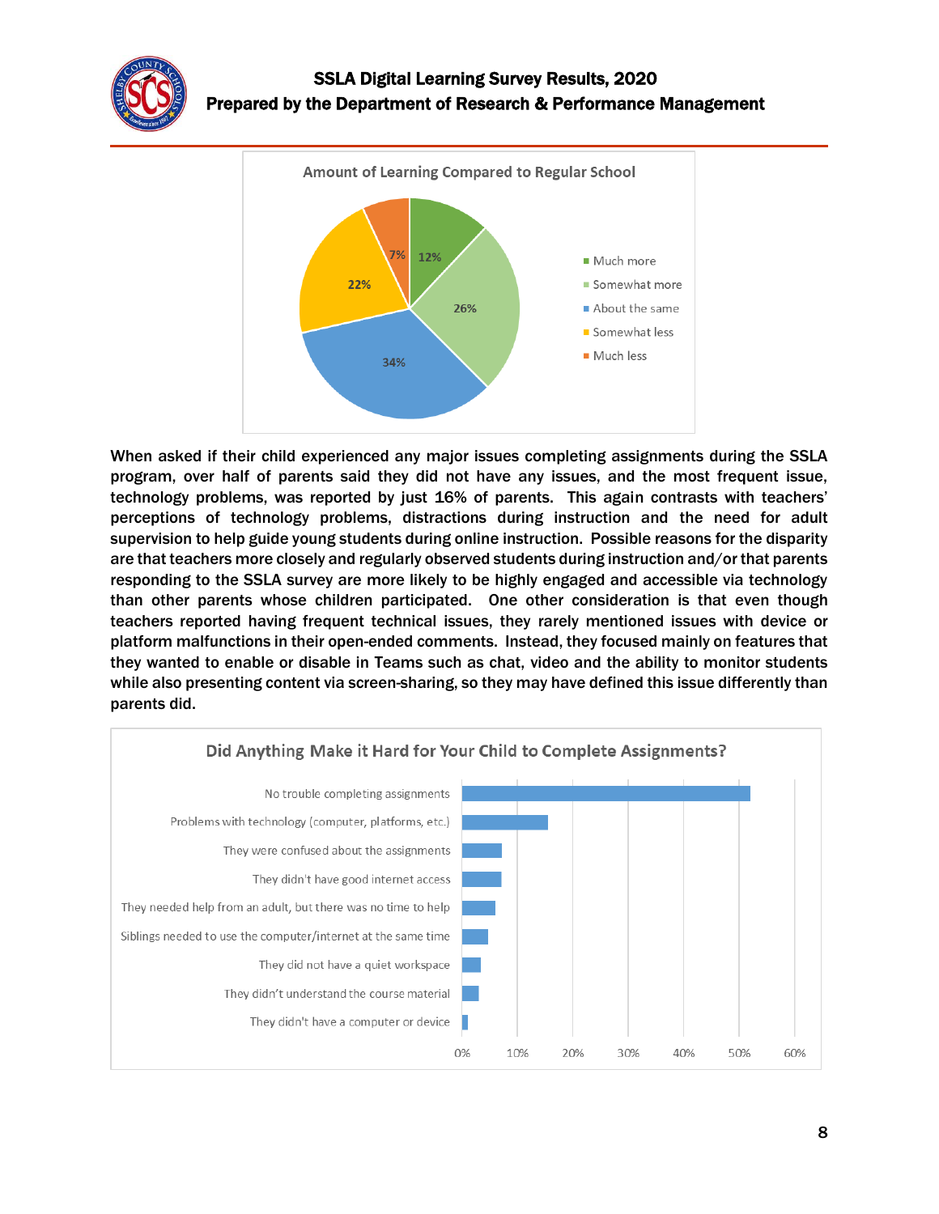**Amount of Learning Compared to Regular School**

| Response | Percent |
|---|---|
| Much more | 12% |
| Somewhat more | 26% |
| About the same | 34% |
| Somewhat less | 22% |
| Much less | 7% |

When asked if their child experienced any major issues completing assignments during the SSLA program, over half of parents said they did not have any issues, and the most frequent issue, technology problems, was reported by just 16% of parents. This again contrasts with teachers' perceptions of technology problems, distractions during instruction and the need for adult supervision to help guide young students during online instruction. Possible reasons for the disparity are that teachers more closely and regularly observed students during instruction and/or that parents responding to the SSLA survey are more likely to be highly engaged and accessible via technology than other parents whose children participated. One other consideration is that even though teachers reported having frequent technical issues, they rarely mentioned issues with device or platform malfunctions in their open-ended comments. Instead, they focused mainly on features that they wanted to enable or disable in Teams such as chat, video and the ability to monitor students while also presenting content via screen-sharing, so they may have defined this issue differently than parents did.

**Did Anything Make it Hard for Your Child to Complete Assignments?**

- No trouble completing assignments
- Problems with technology (computer, platforms, etc.)
- They were confused about the assignments
- They didn't have good internet access
- They needed help from an adult, but there was no time to help
- Siblings needed to use the computer/internet at the same time
- They did not have a quiet workspace
- They didn't understand the course material
- They didn't have a computer or device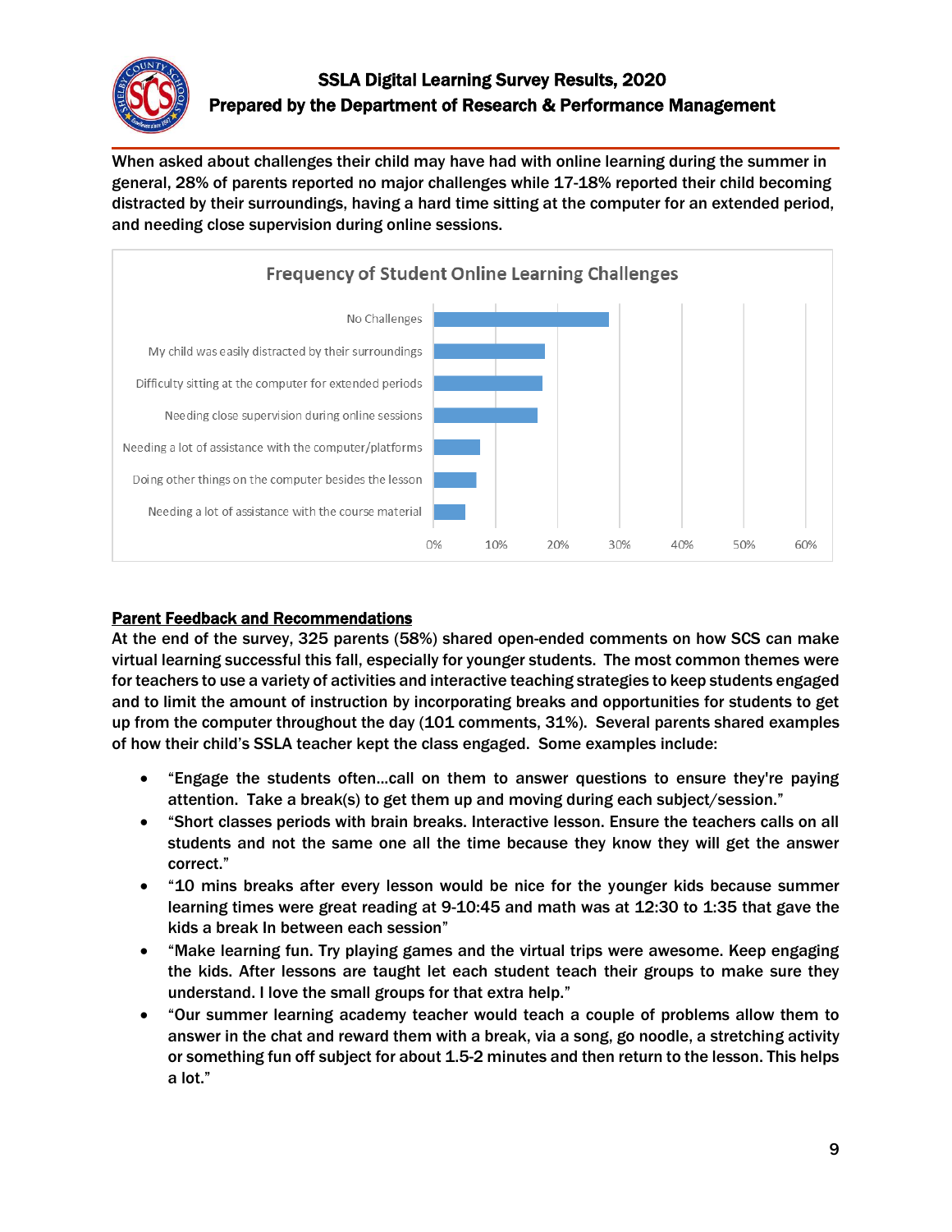When asked about challenges their child may have had with online learning during the summer in general, 28% of parents reported no major challenges while 17-18% reported their child becoming distracted by their surroundings, having a hard time sitting at the computer for an extended period, and needing close supervision during online sessions.

**Frequency of Student Online Learning Challenges**

- No Challenges
- My child was easily distracted by their surroundings
- Difficulty sitting at the computer for extended periods
- Needing close supervision during online sessions
- Needing a lot of assistance with the computer/platforms
- Doing other things on the computer besides the lesson
- Needing a lot of assistance with the course material

## Parent Feedback and Recommendations

At the end of the survey, 325 parents (58%) shared open-ended comments on how SCS can make virtual learning successful this fall, especially for younger students. The most common themes were for teachers to use a variety of activities and interactive teaching strategies to keep students engaged and to limit the amount of instruction by incorporating breaks and opportunities for students to get up from the computer throughout the day (101 comments, 31%). Several parents shared examples of how their child's SSLA teacher kept the class engaged. Some examples include:

- "Engage the students often...call on them to answer questions to ensure they're paying attention. Take a break(s) to get them up and moving during each subject/session."
- "Short classes periods with brain breaks. Interactive lesson. Ensure the teachers calls on all students and not the same one all the time because they know they will get the answer correct."
- "10 mins breaks after every lesson would be nice for the younger kids because summer learning times were great reading at 9-10:45 and math was at 12:30 to 1:35 that gave the kids a break In between each session"
- "Make learning fun. Try playing games and the virtual trips were awesome. Keep engaging the kids. After lessons are taught let each student teach their groups to make sure they understand. I love the small groups for that extra help."
- "Our summer learning academy teacher would teach a couple of problems allow them to answer in the chat and reward them with a break, via a song, go noodle, a stretching activity or something fun off subject for about 1.5-2 minutes and then return to the lesson. This helps a lot."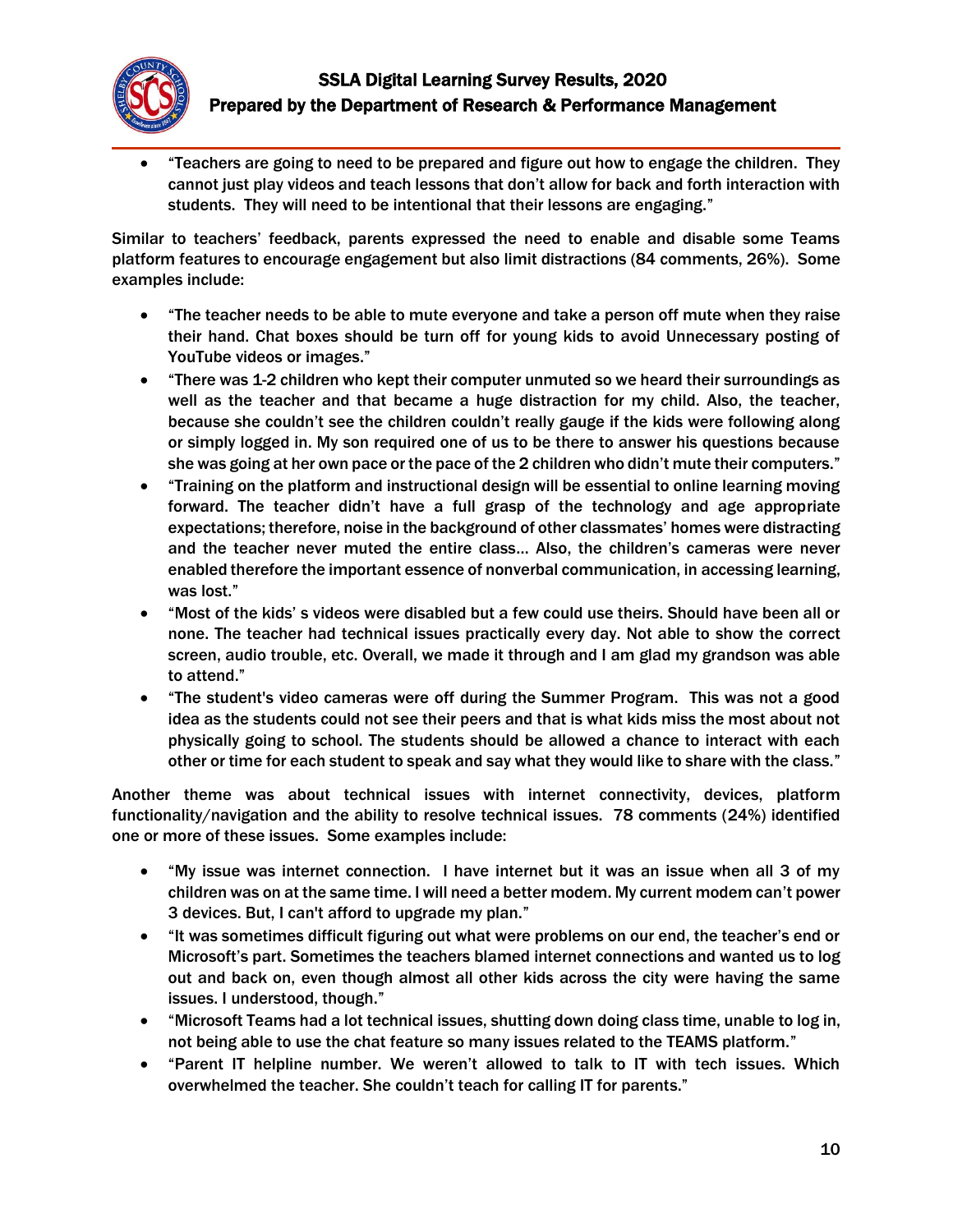- "Teachers are going to need to be prepared and figure out how to engage the children. They cannot just play videos and teach lessons that don't allow for back and forth interaction with students. They will need to be intentional that their lessons are engaging."

Similar to teachers' feedback, parents expressed the need to enable and disable some Teams platform features to encourage engagement but also limit distractions (84 comments, 26%). Some examples include:

- "The teacher needs to be able to mute everyone and take a person off mute when they raise their hand. Chat boxes should be turn off for young kids to avoid Unnecessary posting of YouTube videos or images."
- "There was 1-2 children who kept their computer unmuted so we heard their surroundings as well as the teacher and that became a huge distraction for my child. Also, the teacher, because she couldn't see the children couldn't really gauge if the kids were following along or simply logged in. My son required one of us to be there to answer his questions because she was going at her own pace or the pace of the 2 children who didn't mute their computers."
- "Training on the platform and instructional design will be essential to online learning moving forward. The teacher didn't have a full grasp of the technology and age appropriate expectations; therefore, noise in the background of other classmates' homes were distracting and the teacher never muted the entire class… Also, the children's cameras were never enabled therefore the important essence of nonverbal communication, in accessing learning, was lost."
- "Most of the kids' s videos were disabled but a few could use theirs. Should have been all or none. The teacher had technical issues practically every day. Not able to show the correct screen, audio trouble, etc. Overall, we made it through and I am glad my grandson was able to attend."
- "The student's video cameras were off during the Summer Program. This was not a good idea as the students could not see their peers and that is what kids miss the most about not physically going to school. The students should be allowed a chance to interact with each other or time for each student to speak and say what they would like to share with the class."

Another theme was about technical issues with internet connectivity, devices, platform functionality/navigation and the ability to resolve technical issues. 78 comments (24%) identified one or more of these issues. Some examples include:

- "My issue was internet connection. I have internet but it was an issue when all 3 of my children was on at the same time. I will need a better modem. My current modem can't power 3 devices. But, I can't afford to upgrade my plan."
- "It was sometimes difficult figuring out what were problems on our end, the teacher's end or Microsoft's part. Sometimes the teachers blamed internet connections and wanted us to log out and back on, even though almost all other kids across the city were having the same issues. I understood, though."
- "Microsoft Teams had a lot technical issues, shutting down doing class time, unable to log in, not being able to use the chat feature so many issues related to the TEAMS platform."
- "Parent IT helpline number. We weren't allowed to talk to IT with tech issues. Which overwhelmed the teacher. She couldn't teach for calling IT for parents."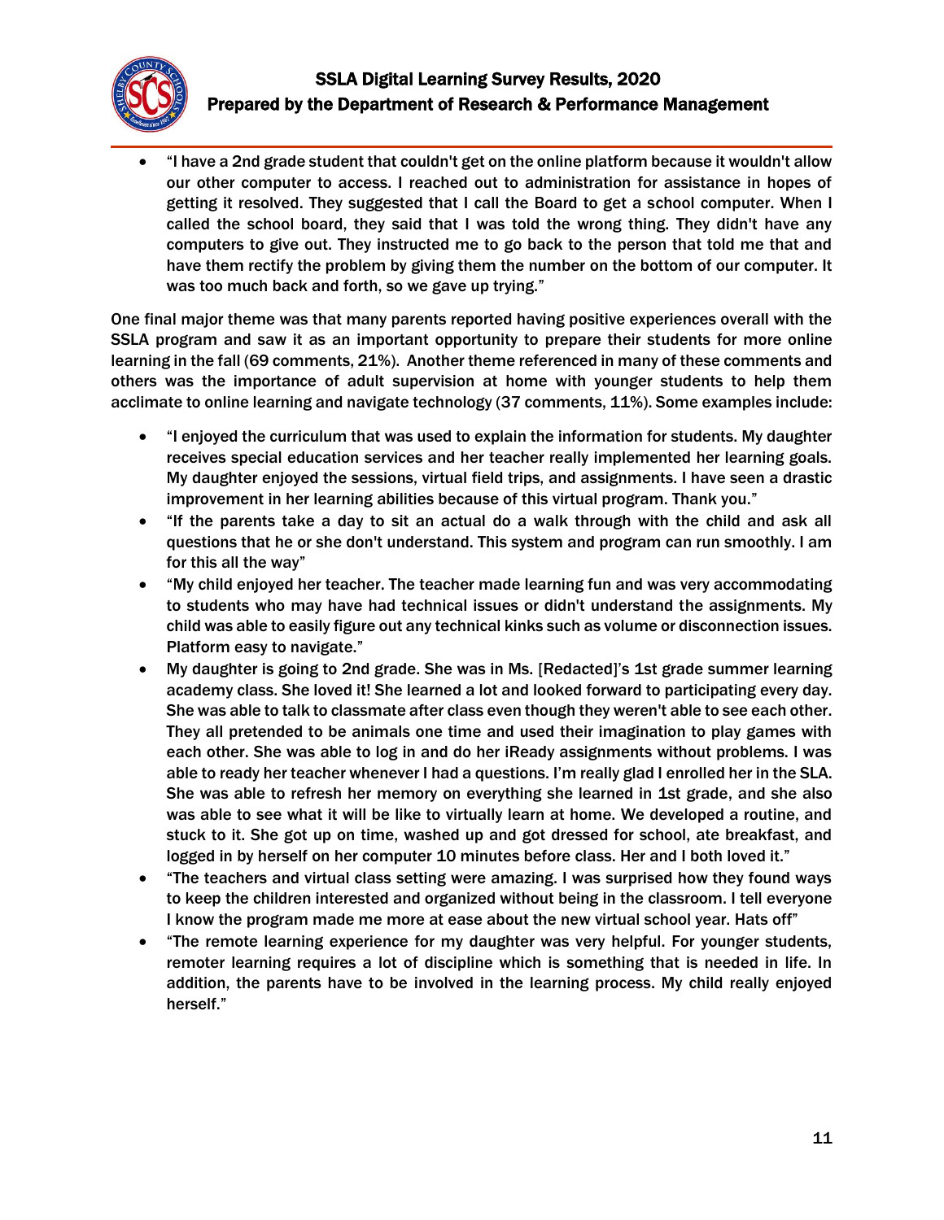- "I have a 2nd grade student that couldn't get on the online platform because it wouldn't allow our other computer to access. I reached out to administration for assistance in hopes of getting it resolved. They suggested that I call the Board to get a school computer. When I called the school board, they said that I was told the wrong thing. They didn't have any computers to give out. They instructed me to go back to the person that told me that and have them rectify the problem by giving them the number on the bottom of our computer. It was too much back and forth, so we gave up trying."

One final major theme was that many parents reported having positive experiences overall with the SSLA program and saw it as an important opportunity to prepare their students for more online learning in the fall (69 comments, 21%). Another theme referenced in many of these comments and others was the importance of adult supervision at home with younger students to help them acclimate to online learning and navigate technology (37 comments, 11%). Some examples include:

- "I enjoyed the curriculum that was used to explain the information for students. My daughter receives special education services and her teacher really implemented her learning goals. My daughter enjoyed the sessions, virtual field trips, and assignments. I have seen a drastic improvement in her learning abilities because of this virtual program. Thank you."
- "If the parents take a day to sit an actual do a walk through with the child and ask all questions that he or she don't understand. This system and program can run smoothly. I am for this all the way"
- "My child enjoyed her teacher. The teacher made learning fun and was very accommodating to students who may have had technical issues or didn't understand the assignments. My child was able to easily figure out any technical kinks such as volume or disconnection issues. Platform easy to navigate."
- My daughter is going to 2nd grade. She was in Ms. [Redacted]'s 1st grade summer learning academy class. She loved it! She learned a lot and looked forward to participating every day. She was able to talk to classmate after class even though they weren't able to see each other. They all pretended to be animals one time and used their imagination to play games with each other. She was able to log in and do her iReady assignments without problems. I was able to ready her teacher whenever I had a questions. I'm really glad I enrolled her in the SLA. She was able to refresh her memory on everything she learned in 1st grade, and she also was able to see what it will be like to virtually learn at home. We developed a routine, and stuck to it. She got up on time, washed up and got dressed for school, ate breakfast, and logged in by herself on her computer 10 minutes before class. Her and I both loved it."
- "The teachers and virtual class setting were amazing. I was surprised how they found ways to keep the children interested and organized without being in the classroom. I tell everyone I know the program made me more at ease about the new virtual school year. Hats off"
- "The remote learning experience for my daughter was very helpful. For younger students, remoter learning requires a lot of discipline which is something that is needed in life. In addition, the parents have to be involved in the learning process. My child really enjoyed herself."